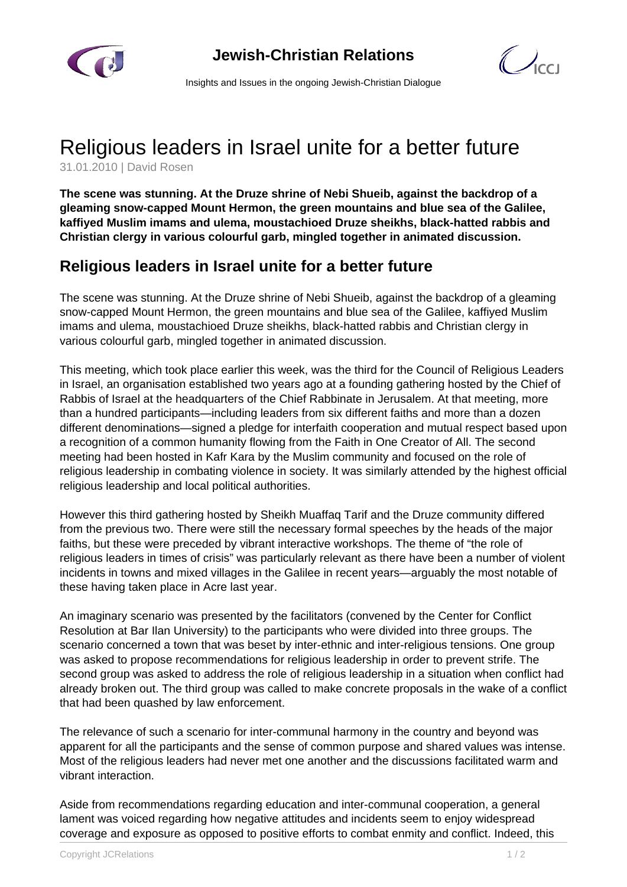# Religious leaders in Israel unite for a better future

31.01.2010 | David Rosen

**The scene was stunning. At the Druze shrine of Nebi Shueib, against the backdrop of a gleaming snow-capped Mount Hermon, the green mountains and blue sea of the Galilee, kaffiyed Muslim imams and ulema, moustachioed Druze sheikhs, black-hatted rabbis and Christian clergy in various colourful garb, mingled together in animated discussion.**

## Religious leaders in Israel unite for a better future

The scene was stunning. At the Druze shrine of Nebi Shueib, against the backdrop of a gleaming snow-capped Mount Hermon, the green mountains and blue sea of the Galilee, kaffiyed Muslim imams and ulema, moustachioed Druze sheikhs, black-hatted rabbis and Christian clergy in various colourful garb, mingled together in animated discussion.

This meeting, which took place earlier this week, was the third for the Council of Religious Leaders in Israel, an organisation established two years ago at a founding gathering hosted by the Chief of Rabbis of Israel at the headquarters of the Chief Rabbinate in Jerusalem. At that meeting, more than a hundred participants—including leaders from six different faiths and more than a dozen different denominations—signed a pledge for interfaith cooperation and mutual respect based upon a recognition of a common humanity flowing from the Faith in One Creator of All. The second meeting had been hosted in Kafr Kara by the Muslim community and focused on the role of religious leadership in combating violence in society. It was similarly attended by the highest official religious leadership and local political authorities.

However this third gathering hosted by Sheikh Muaffaq Tarif and the Druze community differed from the previous two. There were still the necessary formal speeches by the heads of the major faiths, but these were preceded by vibrant interactive workshops. The theme of "the role of religious leaders in times of crisis" was particularly relevant as there have been a number of violent incidents in towns and mixed villages in the Galilee in recent years—arguably the most notable of these having taken place in Acre last year.

An imaginary scenario was presented by the facilitators (convened by the Center for Conflict Resolution at Bar Ilan University) to the participants who were divided into three groups. The scenario concerned a town that was beset by inter-ethnic and inter-religious tensions. One group was asked to propose recommendations for religious leadership in order to prevent strife. The second group was asked to address the role of religious leadership in a situation when conflict had already broken out. The third group was called to make concrete proposals in the wake of a conflict that had been quashed by law enforcement.

The relevance of such a scenario for inter-communal harmony in the country and beyond was apparent for all the participants and the sense of common purpose and shared values was intense. Most of the religious leaders had never met one another and the discussions facilitated warm and vibrant interaction.

Aside from recommendations regarding education and inter-communal cooperation, a general lament was voiced regarding how negative attitudes and incidents seem to enjoy widespread coverage and exposure as opposed to positive efforts to combat enmity and conflict. Indeed, this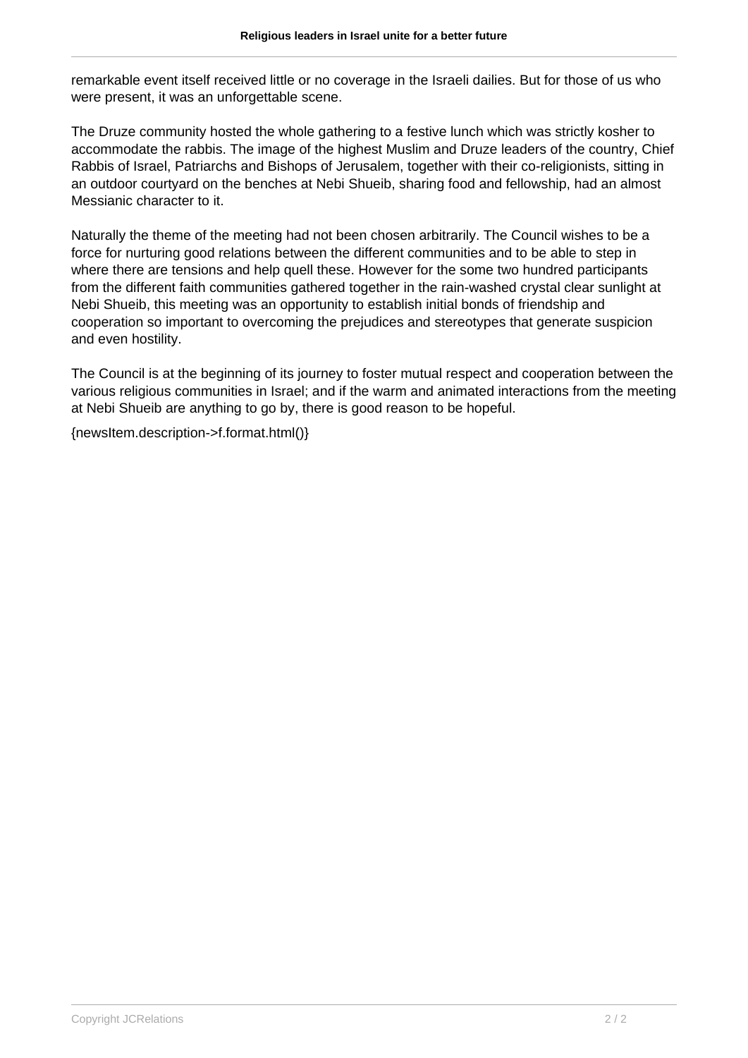remarkable event itself received little or no coverage in the Israeli dailies. But for those of us who were present, it was an unforgettable scene.

The Druze community hosted the whole gathering to a festive lunch which was strictly kosher to accommodate the rabbis. The image of the highest Muslim and Druze leaders of the country, Chief Rabbis of Israel, Patriarchs and Bishops of Jerusalem, together with their co-religionists, sitting in an outdoor courtyard on the benches at Nebi Shueib, sharing food and fellowship, had an almost Messianic character to it.

Naturally the theme of the meeting had not been chosen arbitrarily. The Council wishes to be a force for nurturing good relations between the different communities and to be able to step in where there are tensions and help quell these. However for the some two hundred participants from the different faith communities gathered together in the rain-washed crystal clear sunlight at Nebi Shueib, this meeting was an opportunity to establish initial bonds of friendship and cooperation so important to overcoming the prejudices and stereotypes that generate suspicion and even hostility.

The Council is at the beginning of its journey to foster mutual respect and cooperation between the various religious communities in Israel; and if the warm and animated interactions from the meeting at Nebi Shueib are anything to go by, there is good reason to be hopeful.

{newsItem.description->f.format.html()}